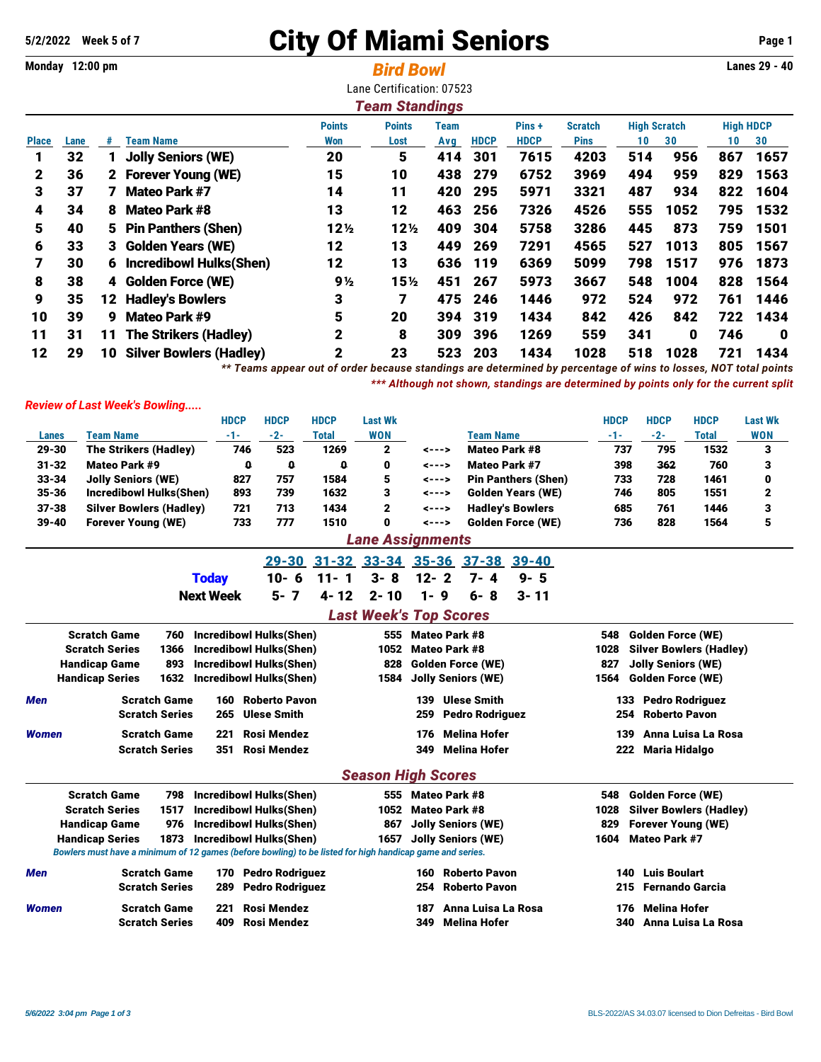5/2/2022 Week 5 of 7

# City Of Miami Seniors

Monday 12:00 pm

## Bird Bowl

Lanes 29 - 40

Lane Certification: 07523

### Team Standings

| Place | Lane | # | Team Name | Points Won | Points Lost | Team Avg | HDCP | Pins + HDCP | Scratch Pins | High Scratch 10 | High Scratch 30 | High HDCP 10 | High HDCP 30 |
|---|---|---|---|---|---|---|---|---|---|---|---|---|---|
| 1 | 32 | 1 | Jolly Seniors (WE) | 20 | 5 | 414 | 301 | 7615 | 4203 | 514 | 956 | 867 | 1657 |
| 2 | 36 | 2 | Forever Young (WE) | 15 | 10 | 438 | 279 | 6752 | 3969 | 494 | 959 | 829 | 1563 |
| 3 | 37 | 7 | Mateo Park #7 | 14 | 11 | 420 | 295 | 5971 | 3321 | 487 | 934 | 822 | 1604 |
| 4 | 34 | 8 | Mateo Park #8 | 13 | 12 | 463 | 256 | 7326 | 4526 | 555 | 1052 | 795 | 1532 |
| 5 | 40 | 5 | Pin Panthers (Shen) | 12½ | 12½ | 409 | 304 | 5758 | 3286 | 445 | 873 | 759 | 1501 |
| 6 | 33 | 3 | Golden Years (WE) | 12 | 13 | 449 | 269 | 7291 | 4565 | 527 | 1013 | 805 | 1567 |
| 7 | 30 | 6 | Incredibowl Hulks(Shen) | 12 | 13 | 636 | 119 | 6369 | 5099 | 798 | 1517 | 976 | 1873 |
| 8 | 38 | 4 | Golden Force (WE) | 9½ | 15½ | 451 | 267 | 5973 | 3667 | 548 | 1004 | 828 | 1564 |
| 9 | 35 | 12 | Hadley's Bowlers | 3 | 7 | 475 | 246 | 1446 | 972 | 524 | 972 | 761 | 1446 |
| 10 | 39 | 9 | Mateo Park #9 | 5 | 20 | 394 | 319 | 1434 | 842 | 426 | 842 | 722 | 1434 |
| 11 | 31 | 11 | The Strikers (Hadley) | 2 | 8 | 309 | 396 | 1269 | 559 | 341 | 0 | 746 | 0 |
| 12 | 29 | 10 | Silver Bowlers (Hadley) | 2 | 23 | 523 | 203 | 1434 | 1028 | 518 | 1028 | 721 | 1434 |

*\*\* Teams appear out of order because standings are determined by percentage of wins to losses, NOT total points*

*\*\*\* Although not shown, standings are determined by points only for the current split*

### *Review of Last Week's Bowling.....*

| Lanes | Team Name | HDCP -1- | HDCP -2- | HDCP Total | Last Wk WON | | Team Name | HDCP -1- | HDCP -2- | HDCP Total | Last Wk WON |
|---|---|---|---|---|---|---|---|---|---|---|---|
| 29-30 | The Strikers (Hadley) | 746 | 523 | 1269 | 2 | <---> | Mateo Park #8 | 737 | 795 | 1532 | 3 |
| 31-32 | Mateo Park #9 | 0 | 0 | 0 | 0 | <---> | Mateo Park #7 | 398 | 362 | 760 | 3 |
| 33-34 | Jolly Seniors (WE) | 827 | 757 | 1584 | 5 | <---> | Pin Panthers (Shen) | 733 | 728 | 1461 | 0 |
| 35-36 | Incredibowl Hulks(Shen) | 893 | 739 | 1632 | 3 | <---> | Golden Years (WE) | 746 | 805 | 1551 | 2 |
| 37-38 | Silver Bowlers (Hadley) | 721 | 713 | 1434 | 2 | <---> | Hadley's Bowlers | 685 | 761 | 1446 | 3 |
| 39-40 | Forever Young (WE) | 733 | 777 | 1510 | 0 | <---> | Golden Force (WE) | 736 | 828 | 1564 | 5 |

### Lane Assignments

| | 29-30 | 31-32 | 33-34 | 35-36 | 37-38 | 39-40 |
|---|---|---|---|---|---|---|
| Today | 10- 6 | 11- 1 | 3- 8 | 12- 2 | 7- 4 | 9- 5 |
| Next Week | 5- 7 | 4- 12 | 2- 10 | 1- 9 | 6- 8 | 3- 11 |

### Last Week's Top Scores

| | | | | | | |
|---|---|---|---|---|---|---|
| Scratch Game | 760 | Incredibowl Hulks(Shen) | 555 | Mateo Park #8 | 548 | Golden Force (WE) |
| Scratch Series | 1366 | Incredibowl Hulks(Shen) | 1052 | Mateo Park #8 | 1028 | Silver Bowlers (Hadley) |
| Handicap Game | 893 | Incredibowl Hulks(Shen) | 828 | Golden Force (WE) | 827 | Jolly Seniors (WE) |
| Handicap Series | 1632 | Incredibowl Hulks(Shen) | 1584 | Jolly Seniors (WE) | 1564 | Golden Force (WE) |

| | | | | | | | |
|---|---|---|---|---|---|---|---|
| *Men* | Scratch Game | 160 | Roberto Pavon | 139 | Ulese Smith | 133 | Pedro Rodriguez |
| | Scratch Series | 265 | Ulese Smith | 259 | Pedro Rodriguez | 254 | Roberto Pavon |
| *Women* | Scratch Game | 221 | Rosi Mendez | 176 | Melina Hofer | 139 | Anna Luisa La Rosa |
| | Scratch Series | 351 | Rosi Mendez | 349 | Melina Hofer | 222 | Maria Hidalgo |

### Season High Scores

| | | | | | | |
|---|---|---|---|---|---|---|
| Scratch Game | 798 | Incredibowl Hulks(Shen) | 555 | Mateo Park #8 | 548 | Golden Force (WE) |
| Scratch Series | 1517 | Incredibowl Hulks(Shen) | 1052 | Mateo Park #8 | 1028 | Silver Bowlers (Hadley) |
| Handicap Game | 976 | Incredibowl Hulks(Shen) | 867 | Jolly Seniors (WE) | 829 | Forever Young (WE) |
| Handicap Series | 1873 | Incredibowl Hulks(Shen) | 1657 | Jolly Seniors (WE) | 1604 | Mateo Park #7 |

*Bowlers must have a minimum of 12 games (before bowling) to be listed for high handicap game and series.*

| | | | | | | | |
|---|---|---|---|---|---|---|---|
| *Men* | Scratch Game | 170 | Pedro Rodriguez | 160 | Roberto Pavon | 140 | Luis Boulart |
| | Scratch Series | 289 | Pedro Rodriguez | 254 | Roberto Pavon | 215 | Fernando Garcia |
| *Women* | Scratch Game | 221 | Rosi Mendez | 187 | Anna Luisa La Rosa | 176 | Melina Hofer |
| | Scratch Series | 409 | Rosi Mendez | 349 | Melina Hofer | 340 | Anna Luisa La Rosa |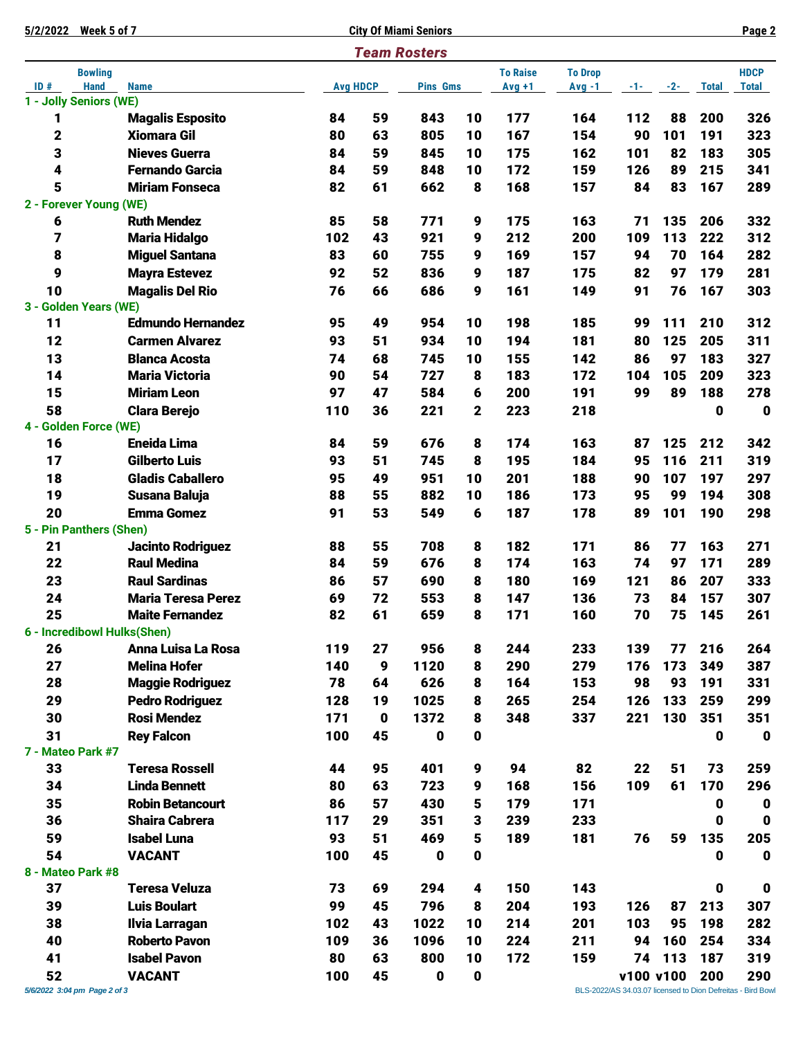## Team Rosters

| ID # | Bowling Hand | Name | Avg | HDCP | Pins | Gms | To Raise Avg +1 | To Drop Avg -1 | -1- | -2- | Total | HDCP Total |
|---|---|---|---|---|---|---|---|---|---|---|---|---|
| **1 - Jolly Seniors (WE)** | | | | | | | | | | | | |
| 1 | | Magalis Esposito | 84 | 59 | 843 | 10 | 177 | 164 | 112 | 88 | 200 | 326 |
| 2 | | Xiomara Gil | 80 | 63 | 805 | 10 | 167 | 154 | 90 | 101 | 191 | 323 |
| 3 | | Nieves Guerra | 84 | 59 | 845 | 10 | 175 | 162 | 101 | 82 | 183 | 305 |
| 4 | | Fernando Garcia | 84 | 59 | 848 | 10 | 172 | 159 | 126 | 89 | 215 | 341 |
| 5 | | Miriam Fonseca | 82 | 61 | 662 | 8 | 168 | 157 | 84 | 83 | 167 | 289 |
| **2 - Forever Young (WE)** | | | | | | | | | | | | |
| 6 | | Ruth Mendez | 85 | 58 | 771 | 9 | 175 | 163 | 71 | 135 | 206 | 332 |
| 7 | | Maria Hidalgo | 102 | 43 | 921 | 9 | 212 | 200 | 109 | 113 | 222 | 312 |
| 8 | | Miguel Santana | 83 | 60 | 755 | 9 | 169 | 157 | 94 | 70 | 164 | 282 |
| 9 | | Mayra Estevez | 92 | 52 | 836 | 9 | 187 | 175 | 82 | 97 | 179 | 281 |
| 10 | | Magalis Del Rio | 76 | 66 | 686 | 9 | 161 | 149 | 91 | 76 | 167 | 303 |
| **3 - Golden Years (WE)** | | | | | | | | | | | | |
| 11 | | Edmundo Hernandez | 95 | 49 | 954 | 10 | 198 | 185 | 99 | 111 | 210 | 312 |
| 12 | | Carmen Alvarez | 93 | 51 | 934 | 10 | 194 | 181 | 80 | 125 | 205 | 311 |
| 13 | | Blanca Acosta | 74 | 68 | 745 | 10 | 155 | 142 | 86 | 97 | 183 | 327 |
| 14 | | Maria Victoria | 90 | 54 | 727 | 8 | 183 | 172 | 104 | 105 | 209 | 323 |
| 15 | | Miriam Leon | 97 | 47 | 584 | 6 | 200 | 191 | 99 | 89 | 188 | 278 |
| 58 | | Clara Berejo | 110 | 36 | 221 | 2 | 223 | 218 | | | 0 | 0 |
| **4 - Golden Force (WE)** | | | | | | | | | | | | |
| 16 | | Eneida Lima | 84 | 59 | 676 | 8 | 174 | 163 | 87 | 125 | 212 | 342 |
| 17 | | Gilberto Luis | 93 | 51 | 745 | 8 | 195 | 184 | 95 | 116 | 211 | 319 |
| 18 | | Gladis Caballero | 95 | 49 | 951 | 10 | 201 | 188 | 90 | 107 | 197 | 297 |
| 19 | | Susana Baluja | 88 | 55 | 882 | 10 | 186 | 173 | 95 | 99 | 194 | 308 |
| 20 | | Emma Gomez | 91 | 53 | 549 | 6 | 187 | 178 | 89 | 101 | 190 | 298 |
| **5 - Pin Panthers (Shen)** | | | | | | | | | | | | |
| 21 | | Jacinto Rodriguez | 88 | 55 | 708 | 8 | 182 | 171 | 86 | 77 | 163 | 271 |
| 22 | | Raul Medina | 84 | 59 | 676 | 8 | 174 | 163 | 74 | 97 | 171 | 289 |
| 23 | | Raul Sardinas | 86 | 57 | 690 | 8 | 180 | 169 | 121 | 86 | 207 | 333 |
| 24 | | Maria Teresa Perez | 69 | 72 | 553 | 8 | 147 | 136 | 73 | 84 | 157 | 307 |
| 25 | | Maite Fernandez | 82 | 61 | 659 | 8 | 171 | 160 | 70 | 75 | 145 | 261 |
| **6 - Incredibowl Hulks(Shen)** | | | | | | | | | | | | |
| 26 | | Anna Luisa La Rosa | 119 | 27 | 956 | 8 | 244 | 233 | 139 | 77 | 216 | 264 |
| 27 | | Melina Hofer | 140 | 9 | 1120 | 8 | 290 | 279 | 176 | 173 | 349 | 387 |
| 28 | | Maggie Rodriguez | 78 | 64 | 626 | 8 | 164 | 153 | 98 | 93 | 191 | 331 |
| 29 | | Pedro Rodriguez | 128 | 19 | 1025 | 8 | 265 | 254 | 126 | 133 | 259 | 299 |
| 30 | | Rosi Mendez | 171 | 0 | 1372 | 8 | 348 | 337 | 221 | 130 | 351 | 351 |
| 31 | | Rey Falcon | 100 | 45 | 0 | 0 | | | | | 0 | 0 |
| **7 - Mateo Park #7** | | | | | | | | | | | | |
| 33 | | Teresa Rossell | 44 | 95 | 401 | 9 | 94 | 82 | 22 | 51 | 73 | 259 |
| 34 | | Linda Bennett | 80 | 63 | 723 | 9 | 168 | 156 | 109 | 61 | 170 | 296 |
| 35 | | Robin Betancourt | 86 | 57 | 430 | 5 | 179 | 171 | | | 0 | 0 |
| 36 | | Shaira Cabrera | 117 | 29 | 351 | 3 | 239 | 233 | | | 0 | 0 |
| 59 | | Isabel Luna | 93 | 51 | 469 | 5 | 189 | 181 | 76 | 59 | 135 | 205 |
| 54 | | VACANT | 100 | 45 | 0 | 0 | | | | | 0 | 0 |
| **8 - Mateo Park #8** | | | | | | | | | | | | |
| 37 | | Teresa Veluza | 73 | 69 | 294 | 4 | 150 | 143 | | | 0 | 0 |
| 39 | | Luis Boulart | 99 | 45 | 796 | 8 | 204 | 193 | 126 | 87 | 213 | 307 |
| 38 | | Ilvia Larragan | 102 | 43 | 1022 | 10 | 214 | 201 | 103 | 95 | 198 | 282 |
| 40 | | Roberto Pavon | 109 | 36 | 1096 | 10 | 224 | 211 | 94 | 160 | 254 | 334 |
| 41 | | Isabel Pavon | 80 | 63 | 800 | 10 | 172 | 159 | 74 | 113 | 187 | 319 |
| 52 | | VACANT | 100 | 45 | 0 | 0 | | | v100 | v100 | 200 | 290 |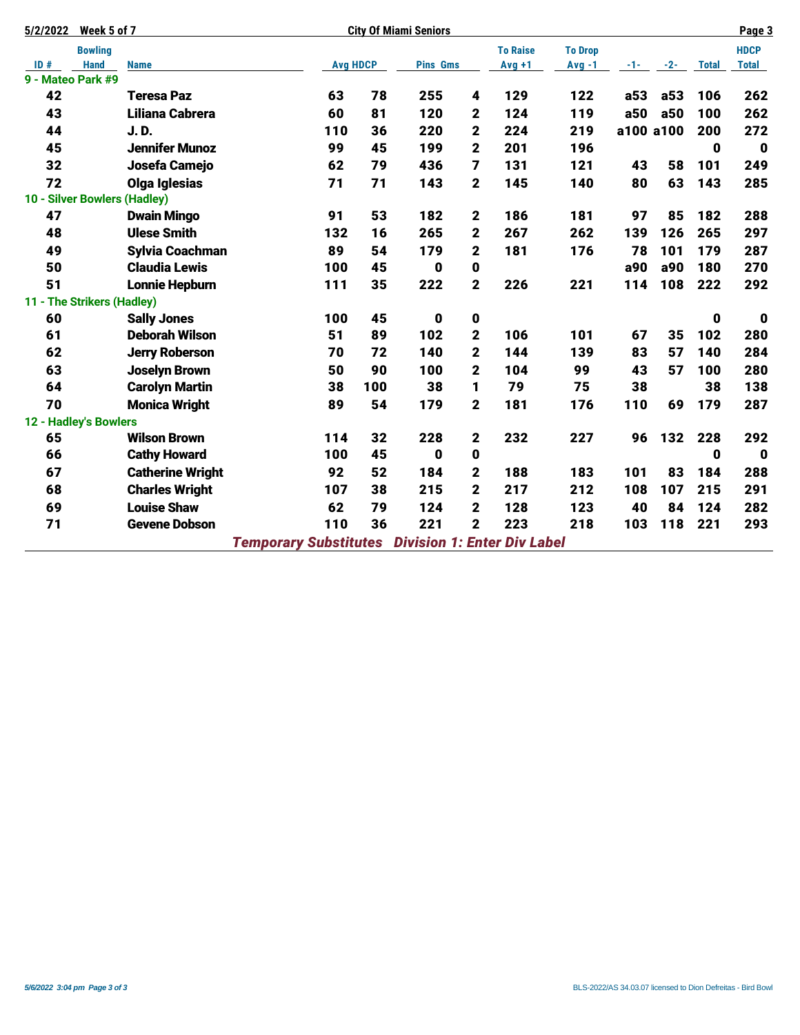**5/2/2022 Week 5 of 7** **City Of Miami Seniors**

| ID # | Bowling Hand | Name | Avg | HDCP | Pins | Gms | To Raise Avg +1 | To Drop Avg -1 | -1- | -2- | Total | HDCP Total |
|---|---|---|---|---|---|---|---|---|---|---|---|---|
| **9 - Mateo Park #9** | | | | | | | | | | | | |
| 42 | | Teresa Paz | 63 | 78 | 255 | 4 | 129 | 122 | a53 | a53 | 106 | 262 |
| 43 | | Liliana Cabrera | 60 | 81 | 120 | 2 | 124 | 119 | a50 | a50 | 100 | 262 |
| 44 | | J. D. | 110 | 36 | 220 | 2 | 224 | 219 | a100 | a100 | 200 | 272 |
| 45 | | Jennifer Munoz | 99 | 45 | 199 | 2 | 201 | 196 | | | 0 | 0 |
| 32 | | Josefa Camejo | 62 | 79 | 436 | 7 | 131 | 121 | 43 | 58 | 101 | 249 |
| 72 | | Olga Iglesias | 71 | 71 | 143 | 2 | 145 | 140 | 80 | 63 | 143 | 285 |
| **10 - Silver Bowlers (Hadley)** | | | | | | | | | | | | |
| 47 | | Dwain Mingo | 91 | 53 | 182 | 2 | 186 | 181 | 97 | 85 | 182 | 288 |
| 48 | | Ulese Smith | 132 | 16 | 265 | 2 | 267 | 262 | 139 | 126 | 265 | 297 |
| 49 | | Sylvia Coachman | 89 | 54 | 179 | 2 | 181 | 176 | 78 | 101 | 179 | 287 |
| 50 | | Claudia Lewis | 100 | 45 | 0 | 0 | | | a90 | a90 | 180 | 270 |
| 51 | | Lonnie Hepburn | 111 | 35 | 222 | 2 | 226 | 221 | 114 | 108 | 222 | 292 |
| **11 - The Strikers (Hadley)** | | | | | | | | | | | | |
| 60 | | Sally Jones | 100 | 45 | 0 | 0 | | | | | 0 | 0 |
| 61 | | Deborah Wilson | 51 | 89 | 102 | 2 | 106 | 101 | 67 | 35 | 102 | 280 |
| 62 | | Jerry Roberson | 70 | 72 | 140 | 2 | 144 | 139 | 83 | 57 | 140 | 284 |
| 63 | | Joselyn Brown | 50 | 90 | 100 | 2 | 104 | 99 | 43 | 57 | 100 | 280 |
| 64 | | Carolyn Martin | 38 | 100 | 38 | 1 | 79 | 75 | 38 | | 38 | 138 |
| 70 | | Monica Wright | 89 | 54 | 179 | 2 | 181 | 176 | 110 | 69 | 179 | 287 |
| **12 - Hadley's Bowlers** | | | | | | | | | | | | |
| 65 | | Wilson Brown | 114 | 32 | 228 | 2 | 232 | 227 | 96 | 132 | 228 | 292 |
| 66 | | Cathy Howard | 100 | 45 | 0 | 0 | | | | | 0 | 0 |
| 67 | | Catherine Wright | 92 | 52 | 184 | 2 | 188 | 183 | 101 | 83 | 184 | 288 |
| 68 | | Charles Wright | 107 | 38 | 215 | 2 | 217 | 212 | 108 | 107 | 215 | 291 |
| 69 | | Louise Shaw | 62 | 79 | 124 | 2 | 128 | 123 | 40 | 84 | 124 | 282 |
| 71 | | Gevene Dobson | 110 | 36 | 221 | 2 | 223 | 218 | 103 | 118 | 221 | 293 |

***Temporary Substitutes Division 1: Enter Div Label***

*5/6/2022 3:04 pm*

BLS-2022/AS 34.03.07 licensed to Dion Defreitas - Bird Bowl